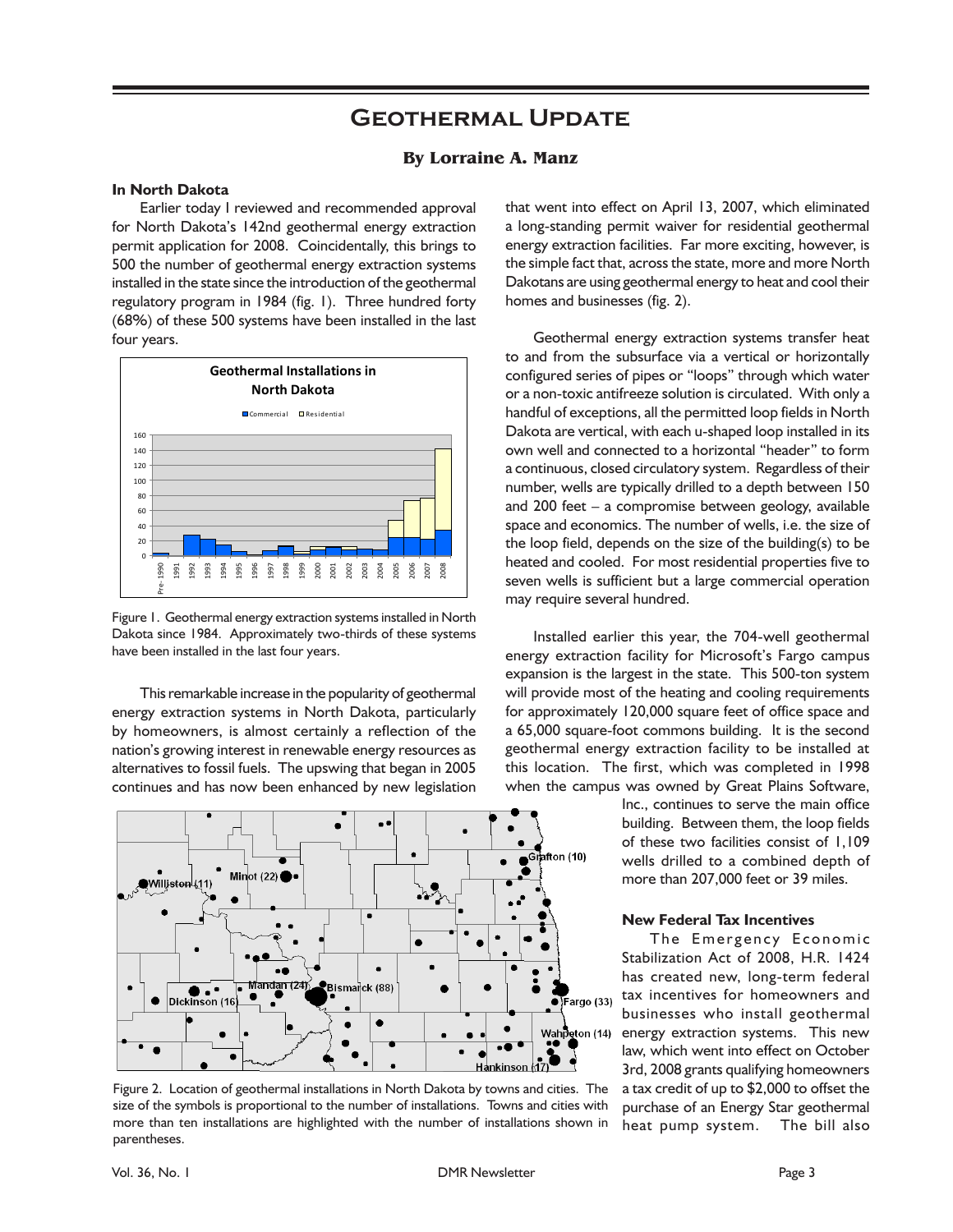# Geothermal Update

### By Lorraine A. Manz

**In North Dakota**

Earlier today I reviewed and recommended approval for North Dakota's 142nd geothermal energy extraction permit application for 2008. Coincidentally, this brings to 500 the number of geothermal energy extraction systems installed in the state since the introduction of the geothermal regulatory program in 1984 (fig. 1). Three hundred forty (68%) of these 500 systems have been installed in the last four years.

Figure 1. Geothermal energy extraction systems installed in North Dakota since 1984. Approximately two-thirds of these systems have been installed in the last four years.

This remarkable increase in the popularity of geothermal energy extraction systems in North Dakota, particularly by homeowners, is almost certainly a reflection of the nation's growing interest in renewable energy resources as alternatives to fossil fuels. The upswing that began in 2005 continues and has now been enhanced by new legislation that went into effect on April 13, 2007, which eliminated a long-standing permit waiver for residential geothermal energy extraction facilities. Far more exciting, however, is the simple fact that, across the state, more and more North Dakotans are using geothermal energy to heat and cool their homes and businesses (fig. 2).

Geothermal energy extraction systems transfer heat to and from the subsurface via a vertical or horizontally configured series of pipes or "loops" through which water or a non-toxic antifreeze solution is circulated. With only a handful of exceptions, all the permitted loop fields in North Dakota are vertical, with each u-shaped loop installed in its own well and connected to a horizontal "header" to form a continuous, closed circulatory system. Regardless of their number, wells are typically drilled to a depth between 150 and 200 feet – a compromise between geology, available space and economics. The number of wells, i.e. the size of the loop field, depends on the size of the building(s) to be heated and cooled. For most residential properties five to seven wells is sufficient but a large commercial operation may require several hundred.

Installed earlier this year, the 704-well geothermal energy extraction facility for Microsoft's Fargo campus expansion is the largest in the state. This 500-ton system will provide most of the heating and cooling requirements for approximately 120,000 square feet of office space and a 65,000 square-foot commons building. It is the second geothermal energy extraction facility to be installed at this location. The first, which was completed in 1998 when the campus was owned by Great Plains Software, Inc., continues to serve the main office building. Between them, the loop fields of these two facilities consist of 1,109 wells drilled to a combined depth of more than 207,000 feet or 39 miles.

Figure 2. Location of geothermal installations in North Dakota by towns and cities. The size of the symbols is proportional to the number of installations. Towns and cities with more than ten installations are highlighted with the number of installations shown in parentheses.

**New Federal Tax Incentives**

The Emergency Economic Stabilization Act of 2008, H.R. 1424 has created new, long-term federal tax incentives for homeowners and businesses who install geothermal energy extraction systems. This new law, which went into effect on October 3rd, 2008 grants qualifying homeowners a tax credit of up to $2,000 to offset the purchase of an Energy Star geothermal heat pump system. The bill also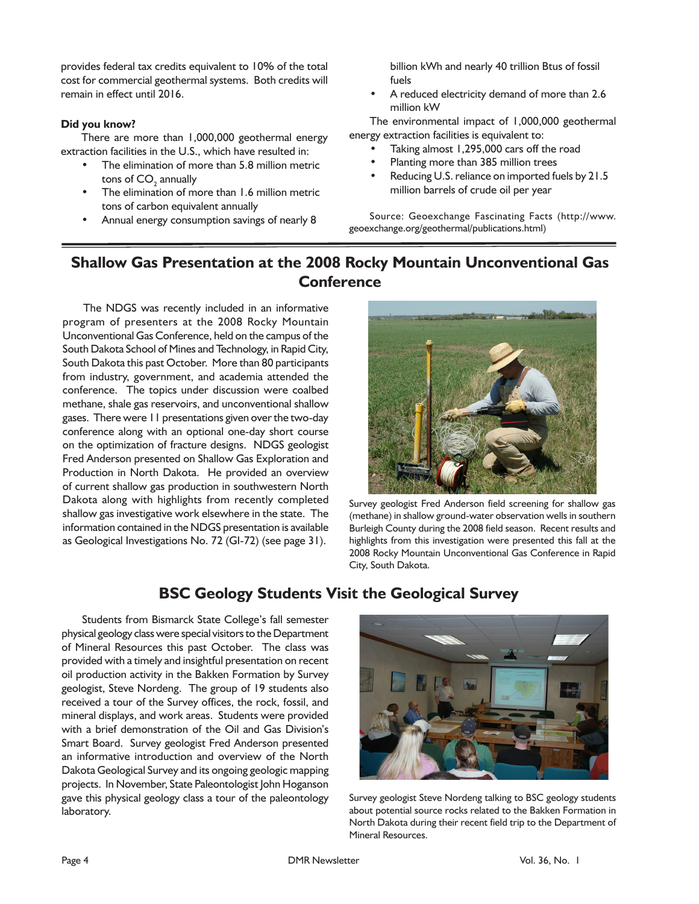provides federal tax credits equivalent to 10% of the total cost for commercial geothermal systems. Both credits will remain in effect until 2016.

**Did you know?**

There are more than 1,000,000 geothermal energy extraction facilities in the U.S., which have resulted in:

- The elimination of more than 5.8 million metric tons of $CO_2$ annually
- The elimination of more than 1.6 million metric tons of carbon equivalent annually
- Annual energy consumption savings of nearly 8 billion kWh and nearly 40 trillion Btus of fossil fuels
- A reduced electricity demand of more than 2.6 million kW

The environmental impact of 1,000,000 geothermal energy extraction facilities is equivalent to:

- Taking almost 1,295,000 cars off the road
- Planting more than 385 million trees
- Reducing U.S. reliance on imported fuels by 21.5 million barrels of crude oil per year

Source: Geoexchange Fascinating Facts (http://www.geoexchange.org/geothermal/publications.html)

## Shallow Gas Presentation at the 2008 Rocky Mountain Unconventional Gas Conference

The NDGS was recently included in an informative program of presenters at the 2008 Rocky Mountain Unconventional Gas Conference, held on the campus of the South Dakota School of Mines and Technology, in Rapid City, South Dakota this past October. More than 80 participants from industry, government, and academia attended the conference. The topics under discussion were coalbed methane, shale gas reservoirs, and unconventional shallow gases. There were 11 presentations given over the two-day conference along with an optional one-day short course on the optimization of fracture designs. NDGS geologist Fred Anderson presented on Shallow Gas Exploration and Production in North Dakota. He provided an overview of current shallow gas production in southwestern North Dakota along with highlights from recently completed shallow gas investigative work elsewhere in the state. The information contained in the NDGS presentation is available as Geological Investigations No. 72 (GI-72) (see page 31).

Survey geologist Fred Anderson field screening for shallow gas (methane) in shallow ground-water observation wells in southern Burleigh County during the 2008 field season. Recent results and highlights from this investigation were presented this fall at the 2008 Rocky Mountain Unconventional Gas Conference in Rapid City, South Dakota.

## BSC Geology Students Visit the Geological Survey

Students from Bismarck State College's fall semester physical geology class were special visitors to the Department of Mineral Resources this past October. The class was provided with a timely and insightful presentation on recent oil production activity in the Bakken Formation by Survey geologist, Steve Nordeng. The group of 19 students also received a tour of the Survey offices, the rock, fossil, and mineral displays, and work areas. Students were provided with a brief demonstration of the Oil and Gas Division's Smart Board. Survey geologist Fred Anderson presented an informative introduction and overview of the North Dakota Geological Survey and its ongoing geologic mapping projects. In November, State Paleontologist John Hoganson gave this physical geology class a tour of the paleontology laboratory.

Survey geologist Steve Nordeng talking to BSC geology students about potential source rocks related to the Bakken Formation in North Dakota during their recent field trip to the Department of Mineral Resources.